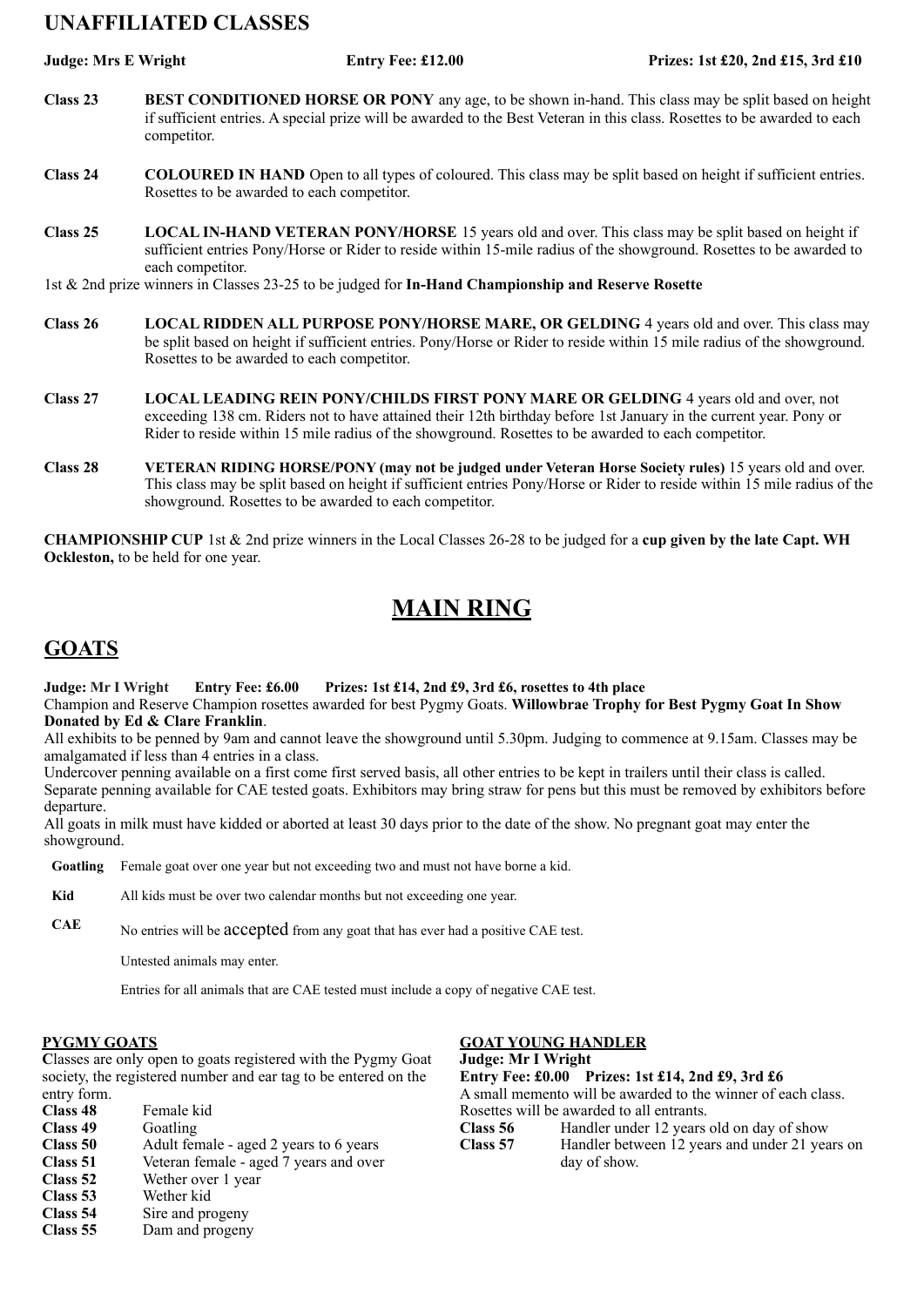## UNAFFILIATED CLASSES

**Judge: Mrs E Wright** **Entry Fee: £12.00** **Prizes: 1st £20, 2nd £15, 3rd £10**

**Class 23** **BEST CONDITIONED HORSE OR PONY** any age, to be shown in-hand. This class may be split based on height if sufficient entries. A special prize will be awarded to the Best Veteran in this class. Rosettes to be awarded to each competitor.

**Class 24** **COLOURED IN HAND** Open to all types of coloured. This class may be split based on height if sufficient entries. Rosettes to be awarded to each competitor.

**Class 25** **LOCAL IN-HAND VETERAN PONY/HORSE** 15 years old and over. This class may be split based on height if sufficient entries Pony/Horse or Rider to reside within 15-mile radius of the showground. Rosettes to be awarded to each competitor.

1st & 2nd prize winners in Classes 23-25 to be judged for **In-Hand Championship and Reserve Rosette**

**Class 26** **LOCAL RIDDEN ALL PURPOSE PONY/HORSE MARE, OR GELDING** 4 years old and over. This class may be split based on height if sufficient entries. Pony/Horse or Rider to reside within 15 mile radius of the showground. Rosettes to be awarded to each competitor.

**Class 27** **LOCAL LEADING REIN PONY/CHILDS FIRST PONY MARE OR GELDING** 4 years old and over, not exceeding 138 cm. Riders not to have attained their 12th birthday before 1st January in the current year. Pony or Rider to reside within 15 mile radius of the showground. Rosettes to be awarded to each competitor.

**Class 28** **VETERAN RIDING HORSE/PONY (may not be judged under Veteran Horse Society rules)** 15 years old and over. This class may be split based on height if sufficient entries Pony/Horse or Rider to reside within 15 mile radius of the showground. Rosettes to be awarded to each competitor.

**CHAMPIONSHIP CUP** 1st & 2nd prize winners in the Local Classes 26-28 to be judged for a **cup given by the late Capt. WH Ockleston,** to be held for one year.

# MAIN RING

## GOATS

**Judge: Mr I Wright** **Entry Fee: £6.00** **Prizes: 1st £14, 2nd £9, 3rd £6, rosettes to 4th place**

Champion and Reserve Champion rosettes awarded for best Pygmy Goats. **Willowbrae Trophy for Best Pygmy Goat In Show Donated by Ed & Clare Franklin**.

All exhibits to be penned by 9am and cannot leave the showground until 5.30pm. Judging to commence at 9.15am. Classes may be amalgamated if less than 4 entries in a class.

Undercover penning available on a first come first served basis, all other entries to be kept in trailers until their class is called. Separate penning available for CAE tested goats. Exhibitors may bring straw for pens but this must be removed by exhibitors before departure.

All goats in milk must have kidded or aborted at least 30 days prior to the date of the show. No pregnant goat may enter the showground.

**Goatling** Female goat over one year but not exceeding two and must not have borne a kid.

**Kid** All kids must be over two calendar months but not exceeding one year.

**CAE** No entries will be accepted from any goat that has ever had a positive CAE test.

Untested animals may enter.

Entries for all animals that are CAE tested must include a copy of negative CAE test.

### PYGMY GOATS

Classes are only open to goats registered with the Pygmy Goat society, the registered number and ear tag to be entered on the entry form.

**Class 48** Female kid
**Class 49** Goatling
**Class 50** Adult female - aged 2 years to 6 years
**Class 51** Veteran female - aged 7 years and over
**Class 52** Wether over 1 year
**Class 53** Wether kid
**Class 54** Sire and progeny
**Class 55** Dam and progeny

### GOAT YOUNG HANDLER

**Judge: Mr I Wright**

**Entry Fee: £0.00** **Prizes: 1st £14, 2nd £9, 3rd £6**

A small memento will be awarded to the winner of each class. Rosettes will be awarded to all entrants.

**Class 56** Handler under 12 years old on day of show
**Class 57** Handler between 12 years and under 21 years on day of show.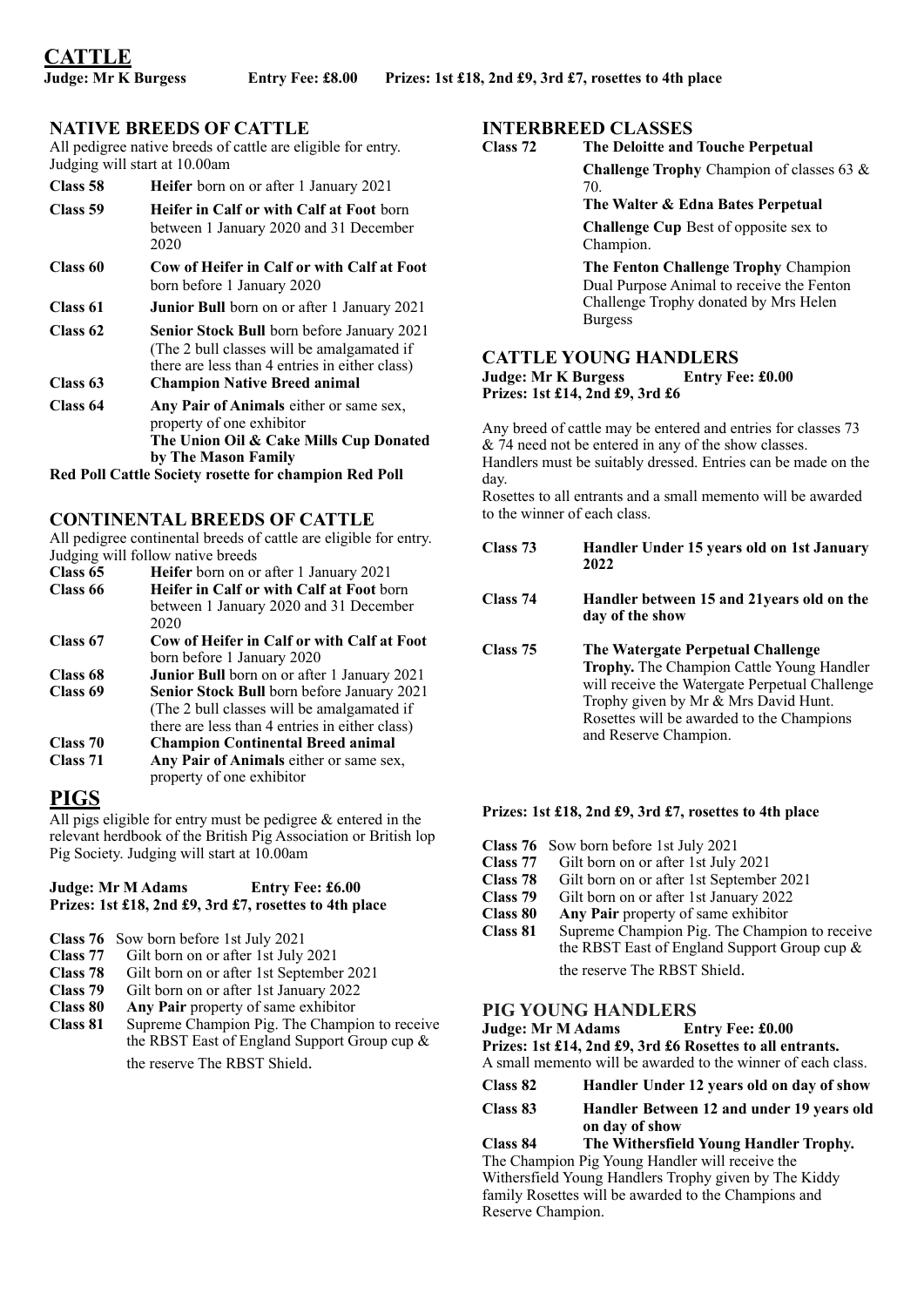# CATTLE

**Judge: Mr K Burgess** **Entry Fee: £8.00** **Prizes: 1st £18, 2nd £9, 3rd £7, rosettes to 4th place**

## NATIVE BREEDS OF CATTLE

All pedigree native breeds of cattle are eligible for entry. Judging will start at 10.00am

**Class 58** **Heifer** born on or after 1 January 2021

**Class 59** **Heifer in Calf or with Calf at Foot** born between 1 January 2020 and 31 December 2020

**Class 60** **Cow of Heifer in Calf or with Calf at Foot** born before 1 January 2020

**Class 61** **Junior Bull** born on or after 1 January 2021

**Class 62** **Senior Stock Bull** born before January 2021 (The 2 bull classes will be amalgamated if there are less than 4 entries in either class)

**Class 63** **Champion Native Breed animal**

**Class 64** **Any Pair of Animals** either or same sex, property of one exhibitor
**The Union Oil & Cake Mills Cup Donated by The Mason Family**

**Red Poll Cattle Society rosette for champion Red Poll**

## CONTINENTAL BREEDS OF CATTLE

All pedigree continental breeds of cattle are eligible for entry. Judging will follow native breeds

**Class 65** **Heifer** born on or after 1 January 2021

**Class 66** **Heifer in Calf or with Calf at Foot** born between 1 January 2020 and 31 December 2020

**Class 67** **Cow of Heifer in Calf or with Calf at Foot** born before 1 January 2020

**Class 68** **Junior Bull** born on or after 1 January 2021

**Class 69** **Senior Stock Bull** born before January 2021 (The 2 bull classes will be amalgamated if there are less than 4 entries in either class)

**Class 70** **Champion Continental Breed animal**

**Class 71** **Any Pair of Animals** either or same sex, property of one exhibitor

## INTERBREED CLASSES

**Class 72** **The Deloitte and Touche Perpetual Challenge Trophy** Champion of classes 63 & 70.
**The Walter & Edna Bates Perpetual Challenge Cup** Best of opposite sex to Champion.
**The Fenton Challenge Trophy** Champion Dual Purpose Animal to receive the Fenton Challenge Trophy donated by Mrs Helen Burgess

## CATTLE YOUNG HANDLERS

**Judge: Mr K Burgess** **Entry Fee: £0.00**
**Prizes: 1st £14, 2nd £9, 3rd £6**

Any breed of cattle may be entered and entries for classes 73 & 74 need not be entered in any of the show classes. Handlers must be suitably dressed. Entries can be made on the day.

Rosettes to all entrants and a small memento will be awarded to the winner of each class.

**Class 73** **Handler Under 15 years old on 1st January 2022**

**Class 74** **Handler between 15 and 21years old on the day of the show**

**Class 75** **The Watergate Perpetual Challenge Trophy.** The Champion Cattle Young Handler will receive the Watergate Perpetual Challenge Trophy given by Mr & Mrs David Hunt. Rosettes will be awarded to the Champions and Reserve Champion.

# PIGS

All pigs eligible for entry must be pedigree & entered in the relevant herdbook of the British Pig Association or British lop Pig Society. Judging will start at 10.00am

**Judge: Mr M Adams** **Entry Fee: £6.00**
**Prizes: 1st £18, 2nd £9, 3rd £7, rosettes to 4th place**

**Class 76** Sow born before 1st July 2021
**Class 77** Gilt born on or after 1st July 2021
**Class 78** Gilt born on or after 1st September 2021
**Class 79** Gilt born on or after 1st January 2022
**Class 80** **Any Pair** property of same exhibitor
**Class 81** Supreme Champion Pig. The Champion to receive the RBST East of England Support Group cup & the reserve The RBST Shield.

**Prizes: 1st £18, 2nd £9, 3rd £7, rosettes to 4th place**

**Class 76** Sow born before 1st July 2021
**Class 77** Gilt born on or after 1st July 2021
**Class 78** Gilt born on or after 1st September 2021
**Class 79** Gilt born on or after 1st January 2022
**Class 80** **Any Pair** property of same exhibitor
**Class 81** Supreme Champion Pig. The Champion to receive the RBST East of England Support Group cup & the reserve The RBST Shield.

## PIG YOUNG HANDLERS

**Judge: Mr M Adams** **Entry Fee: £0.00**
**Prizes: 1st £14, 2nd £9, 3rd £6 Rosettes to all entrants.**
A small memento will be awarded to the winner of each class.

**Class 82** **Handler Under 12 years old on day of show**

**Class 83** **Handler Between 12 and under 19 years old on day of show**

**Class 84** **The Withersfield Young Handler Trophy.**

The Champion Pig Young Handler will receive the Withersfield Young Handlers Trophy given by The Kiddy family Rosettes will be awarded to the Champions and Reserve Champion.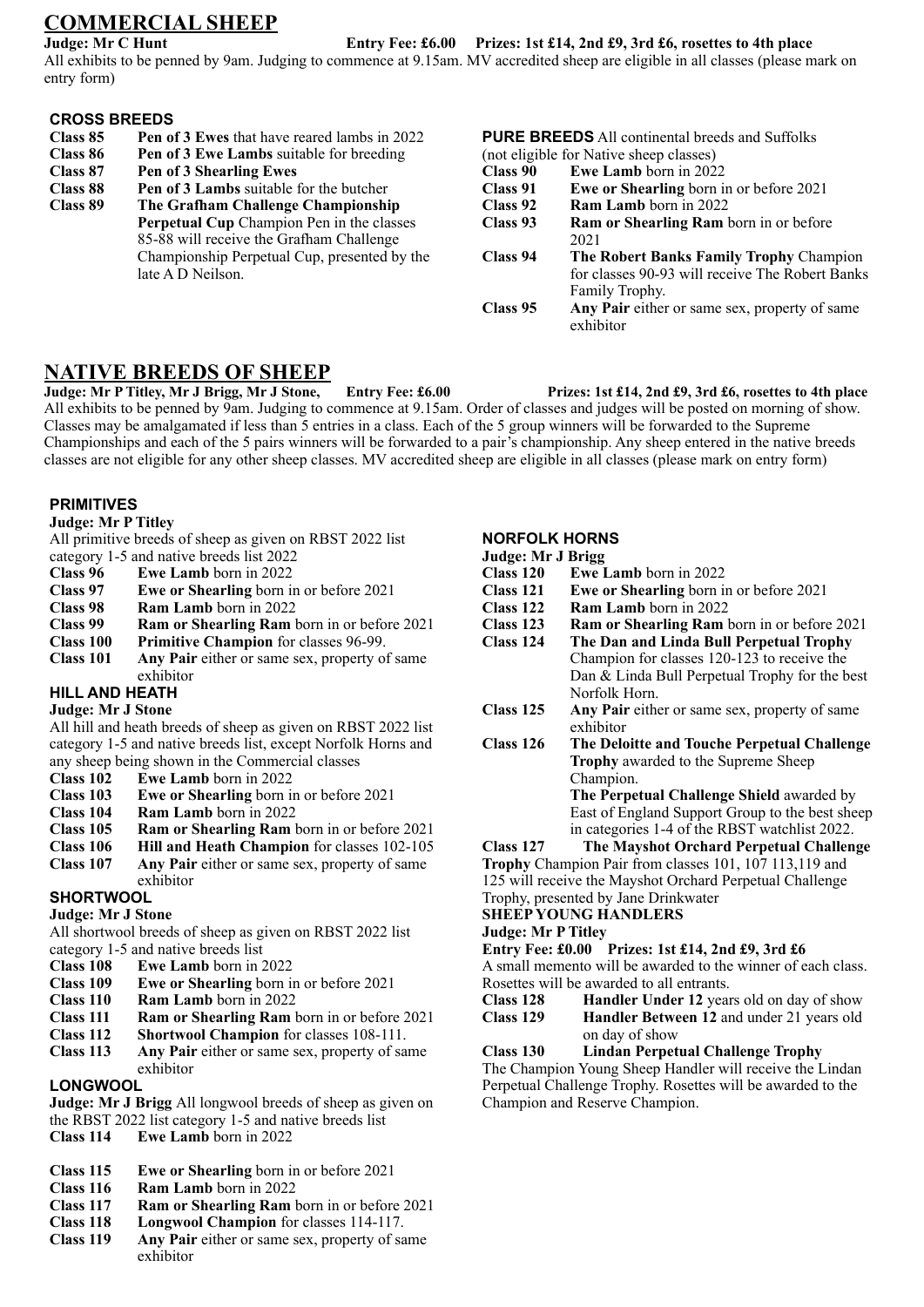# COMMERCIAL SHEEP

**Judge: Mr C Hunt** **Entry Fee: £6.00** **Prizes: 1st £14, 2nd £9, 3rd £6, rosettes to 4th place**

All exhibits to be penned by 9am. Judging to commence at 9.15am. MV accredited sheep are eligible in all classes (please mark on entry form)

### CROSS BREEDS

**Class 85** **Pen of 3 Ewes** that have reared lambs in 2022
**Class 86** **Pen of 3 Ewe Lambs** suitable for breeding
**Class 87** **Pen of 3 Shearling Ewes**
**Class 88** **Pen of 3 Lambs** suitable for the butcher
**Class 89** **The Grafham Challenge Championship Perpetual Cup** Champion Pen in the classes 85-88 will receive the Grafham Challenge Championship Perpetual Cup, presented by the late A D Neilson.

### PURE BREEDS

All continental breeds and Suffolks (not eligible for Native sheep classes)

**Class 90** **Ewe Lamb** born in 2022
**Class 91** **Ewe or Shearling** born in or before 2021
**Class 92** **Ram Lamb** born in 2022
**Class 93** **Ram or Shearling Ram** born in or before 2021
**Class 94** **The Robert Banks Family Trophy** Champion for classes 90-93 will receive The Robert Banks Family Trophy.
**Class 95** **Any Pair** either or same sex, property of same exhibitor

# NATIVE BREEDS OF SHEEP

**Judge: Mr P Titley, Mr J Brigg, Mr J Stone,** **Entry Fee: £6.00** **Prizes: 1st £14, 2nd £9, 3rd £6, rosettes to 4th place**

All exhibits to be penned by 9am. Judging to commence at 9.15am. Order of classes and judges will be posted on morning of show. Classes may be amalgamated if less than 5 entries in a class. Each of the 5 group winners will be forwarded to the Supreme Championships and each of the 5 pairs winners will be forwarded to a pair's championship. Any sheep entered in the native breeds classes are not eligible for any other sheep classes. MV accredited sheep are eligible in all classes (please mark on entry form)

### PRIMITIVES

**Judge: Mr P Titley**

All primitive breeds of sheep as given on RBST 2022 list category 1-5 and native breeds list 2022

**Class 96** **Ewe Lamb** born in 2022
**Class 97** **Ewe or Shearling** born in or before 2021
**Class 98** **Ram Lamb** born in 2022
**Class 99** **Ram or Shearling Ram** born in or before 2021
**Class 100** **Primitive Champion** for classes 96-99.
**Class 101** **Any Pair** either or same sex, property of same exhibitor

### HILL AND HEATH

**Judge: Mr J Stone**

All hill and heath breeds of sheep as given on RBST 2022 list category 1-5 and native breeds list, except Norfolk Horns and any sheep being shown in the Commercial classes

**Class 102** **Ewe Lamb** born in 2022
**Class 103** **Ewe or Shearling** born in or before 2021
**Class 104** **Ram Lamb** born in 2022
**Class 105** **Ram or Shearling Ram** born in or before 2021
**Class 106** **Hill and Heath Champion** for classes 102-105
**Class 107** **Any Pair** either or same sex, property of same exhibitor

### SHORTWOOL

**Judge: Mr J Stone**

All shortwool breeds of sheep as given on RBST 2022 list category 1-5 and native breeds list

**Class 108** **Ewe Lamb** born in 2022
**Class 109** **Ewe or Shearling** born in or before 2021
**Class 110** **Ram Lamb** born in 2022
**Class 111** **Ram or Shearling Ram** born in or before 2021
**Class 112** **Shortwool Champion** for classes 108-111.
**Class 113** **Any Pair** either or same sex, property of same exhibitor

### LONGWOOL

**Judge: Mr J Brigg** All longwool breeds of sheep as given on the RBST 2022 list category 1-5 and native breeds list

**Class 114** **Ewe Lamb** born in 2022
**Class 115** **Ewe or Shearling** born in or before 2021
**Class 116** **Ram Lamb** born in 2022
**Class 117** **Ram or Shearling Ram** born in or before 2021
**Class 118** **Longwool Champion** for classes 114-117.
**Class 119** **Any Pair** either or same sex, property of same exhibitor

### NORFOLK HORNS

**Judge: Mr J Brigg**

**Class 120** **Ewe Lamb** born in 2022
**Class 121** **Ewe or Shearling** born in or before 2021
**Class 122** **Ram Lamb** born in 2022
**Class 123** **Ram or Shearling Ram** born in or before 2021
**Class 124** **The Dan and Linda Bull Perpetual Trophy** Champion for classes 120-123 to receive the Dan & Linda Bull Perpetual Trophy for the best Norfolk Horn.
**Class 125** **Any Pair** either or same sex, property of same exhibitor
**Class 126** **The Deloitte and Touche Perpetual Challenge Trophy** awarded to the Supreme Sheep Champion.
**The Perpetual Challenge Shield** awarded by East of England Support Group to the best sheep in categories 1-4 of the RBST watchlist 2022.
**Class 127** **The Mayshot Orchard Perpetual Challenge Trophy** Champion Pair from classes 101, 107 113,119 and 125 will receive the Mayshot Orchard Perpetual Challenge Trophy, presented by Jane Drinkwater

### SHEEP YOUNG HANDLERS

**Judge: Mr P Titley**

**Entry Fee: £0.00** **Prizes: 1st £14, 2nd £9, 3rd £6**

A small memento will be awarded to the winner of each class. Rosettes will be awarded to all entrants.

**Class 128** **Handler Under 12** years old on day of show
**Class 129** **Handler Between 12** and under 21 years old on day of show
**Class 130** **Lindan Perpetual Challenge Trophy**

The Champion Young Sheep Handler will receive the Lindan Perpetual Challenge Trophy. Rosettes will be awarded to the Champion and Reserve Champion.